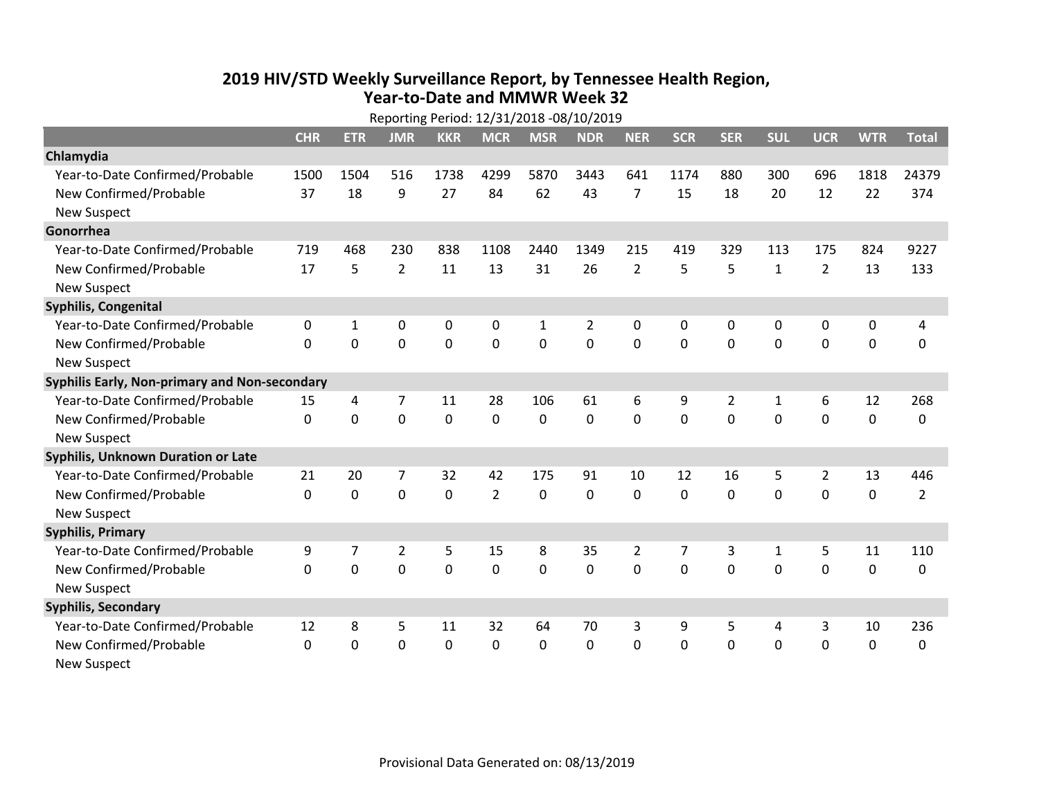# 2019 HIV/STD Weekly Surveillance Report, by Tennessee Health Region, Year-to-Date and MMWR Week 32

Reporting Period: 12/31/2018 -08/10/2019

| | CHR | ETR | JMR | KKR | MCR | MSR | NDR | NER | SCR | SER | SUL | UCR | WTR | Total |
|---|---|---|---|---|---|---|---|---|---|---|---|---|---|---|
| **Chlamydia** | | | | | | | | | | | | | | |
| Year-to-Date Confirmed/Probable | 1500 | 1504 | 516 | 1738 | 4299 | 5870 | 3443 | 641 | 1174 | 880 | 300 | 696 | 1818 | 24379 |
| New Confirmed/Probable | 37 | 18 | 9 | 27 | 84 | 62 | 43 | 7 | 15 | 18 | 20 | 12 | 22 | 374 |
| New Suspect | | | | | | | | | | | | | | |
| **Gonorrhea** | | | | | | | | | | | | | | |
| Year-to-Date Confirmed/Probable | 719 | 468 | 230 | 838 | 1108 | 2440 | 1349 | 215 | 419 | 329 | 113 | 175 | 824 | 9227 |
| New Confirmed/Probable | 17 | 5 | 2 | 11 | 13 | 31 | 26 | 2 | 5 | 5 | 1 | 2 | 13 | 133 |
| New Suspect | | | | | | | | | | | | | | |
| **Syphilis, Congenital** | | | | | | | | | | | | | | |
| Year-to-Date Confirmed/Probable | 0 | 1 | 0 | 0 | 0 | 1 | 2 | 0 | 0 | 0 | 0 | 0 | 0 | 4 |
| New Confirmed/Probable | 0 | 0 | 0 | 0 | 0 | 0 | 0 | 0 | 0 | 0 | 0 | 0 | 0 | 0 |
| New Suspect | | | | | | | | | | | | | | |
| **Syphilis Early, Non-primary and Non-secondary** | | | | | | | | | | | | | | |
| Year-to-Date Confirmed/Probable | 15 | 4 | 7 | 11 | 28 | 106 | 61 | 6 | 9 | 2 | 1 | 6 | 12 | 268 |
| New Confirmed/Probable | 0 | 0 | 0 | 0 | 0 | 0 | 0 | 0 | 0 | 0 | 0 | 0 | 0 | 0 |
| New Suspect | | | | | | | | | | | | | | |
| **Syphilis, Unknown Duration or Late** | | | | | | | | | | | | | | |
| Year-to-Date Confirmed/Probable | 21 | 20 | 7 | 32 | 42 | 175 | 91 | 10 | 12 | 16 | 5 | 2 | 13 | 446 |
| New Confirmed/Probable | 0 | 0 | 0 | 0 | 2 | 0 | 0 | 0 | 0 | 0 | 0 | 0 | 0 | 2 |
| New Suspect | | | | | | | | | | | | | | |
| **Syphilis, Primary** | | | | | | | | | | | | | | |
| Year-to-Date Confirmed/Probable | 9 | 7 | 2 | 5 | 15 | 8 | 35 | 2 | 7 | 3 | 1 | 5 | 11 | 110 |
| New Confirmed/Probable | 0 | 0 | 0 | 0 | 0 | 0 | 0 | 0 | 0 | 0 | 0 | 0 | 0 | 0 |
| New Suspect | | | | | | | | | | | | | | |
| **Syphilis, Secondary** | | | | | | | | | | | | | | |
| Year-to-Date Confirmed/Probable | 12 | 8 | 5 | 11 | 32 | 64 | 70 | 3 | 9 | 5 | 4 | 3 | 10 | 236 |
| New Confirmed/Probable | 0 | 0 | 0 | 0 | 0 | 0 | 0 | 0 | 0 | 0 | 0 | 0 | 0 | 0 |
| New Suspect | | | | | | | | | | | | | | |

Provisional Data Generated on: 08/13/2019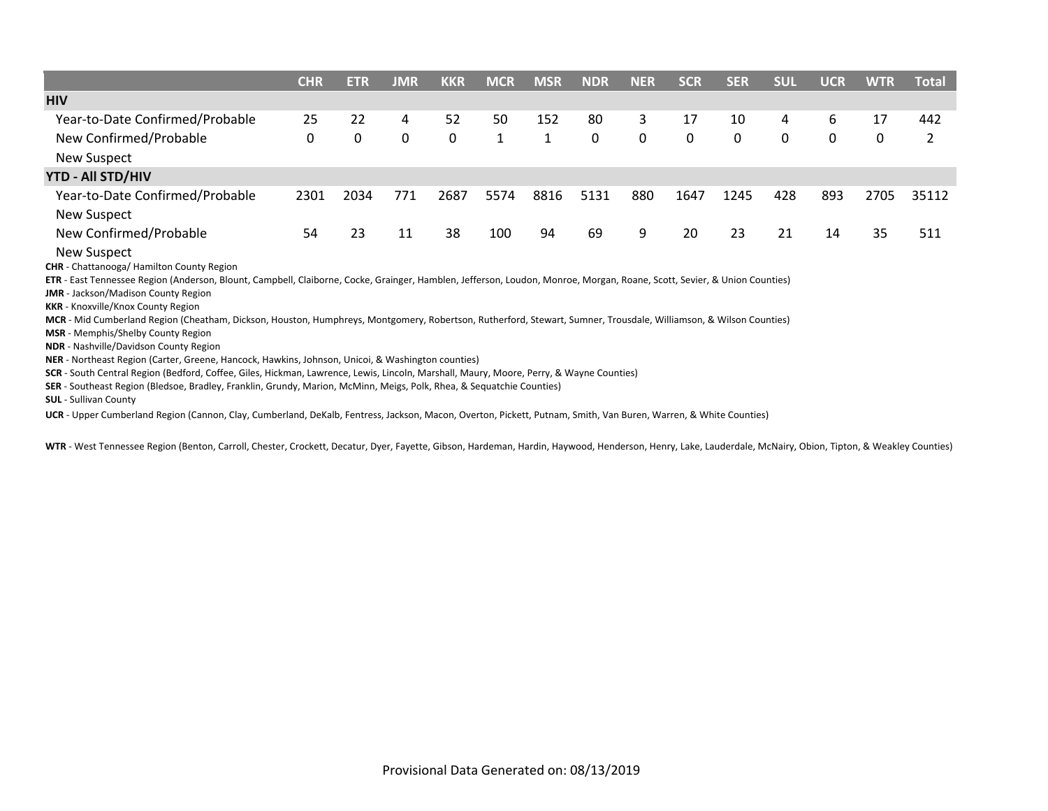| | CHR | ETR | JMR | KKR | MCR | MSR | NDR | NER | SCR | SER | SUL | UCR | WTR | Total |
|---|---|---|---|---|---|---|---|---|---|---|---|---|---|---|
| **HIV** | | | | | | | | | | | | | | |
| Year-to-Date Confirmed/Probable | 25 | 22 | 4 | 52 | 50 | 152 | 80 | 3 | 17 | 10 | 4 | 6 | 17 | 442 |
| New Confirmed/Probable | 0 | 0 | 0 | 0 | 1 | 1 | 0 | 0 | 0 | 0 | 0 | 0 | 0 | 2 |
| New Suspect | | | | | | | | | | | | | | |
| **YTD - All STD/HIV** | | | | | | | | | | | | | | |
| Year-to-Date Confirmed/Probable | 2301 | 2034 | 771 | 2687 | 5574 | 8816 | 5131 | 880 | 1647 | 1245 | 428 | 893 | 2705 | 35112 |
| New Suspect | | | | | | | | | | | | | | |
| New Confirmed/Probable | 54 | 23 | 11 | 38 | 100 | 94 | 69 | 9 | 20 | 23 | 21 | 14 | 35 | 511 |
| New Suspect | | | | | | | | | | | | | | |

**CHR** - Chattanooga/ Hamilton County Region

**ETR** - East Tennessee Region (Anderson, Blount, Campbell, Claiborne, Cocke, Grainger, Hamblen, Jefferson, Loudon, Monroe, Morgan, Roane, Scott, Sevier, & Union Counties)

**JMR** - Jackson/Madison County Region

**KKR** - Knoxville/Knox County Region

**MCR** - Mid Cumberland Region (Cheatham, Dickson, Houston, Humphreys, Montgomery, Robertson, Rutherford, Stewart, Sumner, Trousdale, Williamson, & Wilson Counties)

**MSR** - Memphis/Shelby County Region

**NDR** - Nashville/Davidson County Region

**NER** - Northeast Region (Carter, Greene, Hancock, Hawkins, Johnson, Unicoi, & Washington counties)

**SCR** - South Central Region (Bedford, Coffee, Giles, Hickman, Lawrence, Lewis, Lincoln, Marshall, Maury, Moore, Perry, & Wayne Counties)

**SER** - Southeast Region (Bledsoe, Bradley, Franklin, Grundy, Marion, McMinn, Meigs, Polk, Rhea, & Sequatchie Counties)

**SUL** - Sullivan County

**UCR** - Upper Cumberland Region (Cannon, Clay, Cumberland, DeKalb, Fentress, Jackson, Macon, Overton, Pickett, Putnam, Smith, Van Buren, Warren, & White Counties)

**WTR** - West Tennessee Region (Benton, Carroll, Chester, Crockett, Decatur, Dyer, Fayette, Gibson, Hardeman, Hardin, Haywood, Henderson, Henry, Lake, Lauderdale, McNairy, Obion, Tipton, & Weakley Counties)

Provisional Data Generated on: 08/13/2019